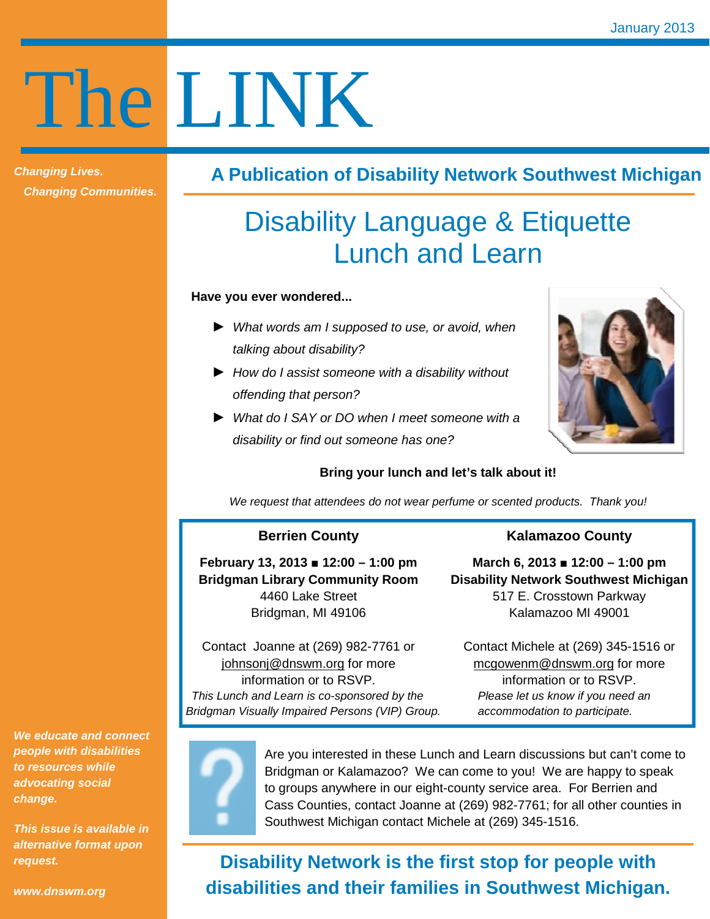January 2013

# The LINK

*Changing Lives.*
*Changing Communities.*

## A Publication of Disability Network Southwest Michigan

# Disability Language & Etiquette Lunch and Learn

**Have you ever wondered...**

- ► *What words am I supposed to use, or avoid, when talking about disability?*
- ► *How do I assist someone with a disability without offending that person?*
- ► *What do I SAY or DO when I meet someone with a disability or find out someone has one?*

**Bring your lunch and let's talk about it!**

*We request that attendees do not wear perfume or scented products. Thank you!*

### Berrien County

**February 13, 2013 ■ 12:00 – 1:00 pm**
**Bridgman Library Community Room**
4460 Lake Street
Bridgman, MI 49106

Contact Joanne at (269) 982-7761 or johnsonj@dnswm.org for more information or to RSVP.
*This Lunch and Learn is co-sponsored by the Bridgman Visually Impaired Persons (VIP) Group.*

### Kalamazoo County

**March 6, 2013 ■ 12:00 – 1:00 pm**
**Disability Network Southwest Michigan**
517 E. Crosstown Parkway
Kalamazoo MI 49001

Contact Michele at (269) 345-1516 or mcgowenm@dnswm.org for more information or to RSVP.
*Please let us know if you need an accommodation to participate.*

Are you interested in these Lunch and Learn discussions but can't come to Bridgman or Kalamazoo? We can come to you! We are happy to speak to groups anywhere in our eight-county service area. For Berrien and Cass Counties, contact Joanne at (269) 982-7761; for all other counties in Southwest Michigan contact Michele at (269) 345-1516.

**Disability Network is the first stop for people with disabilities and their families in Southwest Michigan.**

*We educate and connect people with disabilities to resources while advocating social change.*

*This issue is available in alternative format upon request.*

*www.dnswm.org*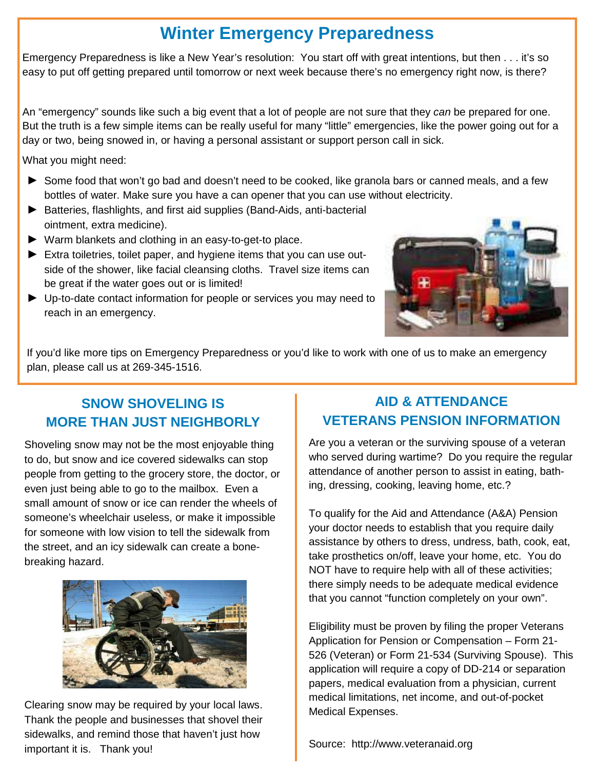# Winter Emergency Preparedness

Emergency Preparedness is like a New Year's resolution: You start off with great intentions, but then . . . it's so easy to put off getting prepared until tomorrow or next week because there's no emergency right now, is there?

An "emergency" sounds like such a big event that a lot of people are not sure that they *can* be prepared for one. But the truth is a few simple items can be really useful for many "little" emergencies, like the power going out for a day or two, being snowed in, or having a personal assistant or support person call in sick.

What you might need:

- Some food that won't go bad and doesn't need to be cooked, like granola bars or canned meals, and a few bottles of water. Make sure you have a can opener that you can use without electricity.
- Batteries, flashlights, and first aid supplies (Band-Aids, anti-bacterial ointment, extra medicine).
- Warm blankets and clothing in an easy-to-get-to place.
- Extra toiletries, toilet paper, and hygiene items that you can use outside of the shower, like facial cleansing cloths. Travel size items can be great if the water goes out or is limited!
- Up-to-date contact information for people or services you may need to reach in an emergency.

If you'd like more tips on Emergency Preparedness or you'd like to work with one of us to make an emergency plan, please call us at 269-345-1516.

## SNOW SHOVELING IS MORE THAN JUST NEIGHBORLY

Shoveling snow may not be the most enjoyable thing to do, but snow and ice covered sidewalks can stop people from getting to the grocery store, the doctor, or even just being able to go to the mailbox. Even a small amount of snow or ice can render the wheels of someone's wheelchair useless, or make it impossible for someone with low vision to tell the sidewalk from the street, and an icy sidewalk can create a bone-breaking hazard.

Clearing snow may be required by your local laws. Thank the people and businesses that shovel their sidewalks, and remind those that haven't just how important it is. Thank you!

## AID & ATTENDANCE VETERANS PENSION INFORMATION

Are you a veteran or the surviving spouse of a veteran who served during wartime? Do you require the regular attendance of another person to assist in eating, bathing, dressing, cooking, leaving home, etc.?

To qualify for the Aid and Attendance (A&A) Pension your doctor needs to establish that you require daily assistance by others to dress, undress, bath, cook, eat, take prosthetics on/off, leave your home, etc. You do NOT have to require help with all of these activities; there simply needs to be adequate medical evidence that you cannot "function completely on your own".

Eligibility must be proven by filing the proper Veterans Application for Pension or Compensation – Form 21-526 (Veteran) or Form 21-534 (Surviving Spouse). This application will require a copy of DD-214 or separation papers, medical evaluation from a physician, current medical limitations, net income, and out-of-pocket Medical Expenses.

Source: http://www.veteranaid.org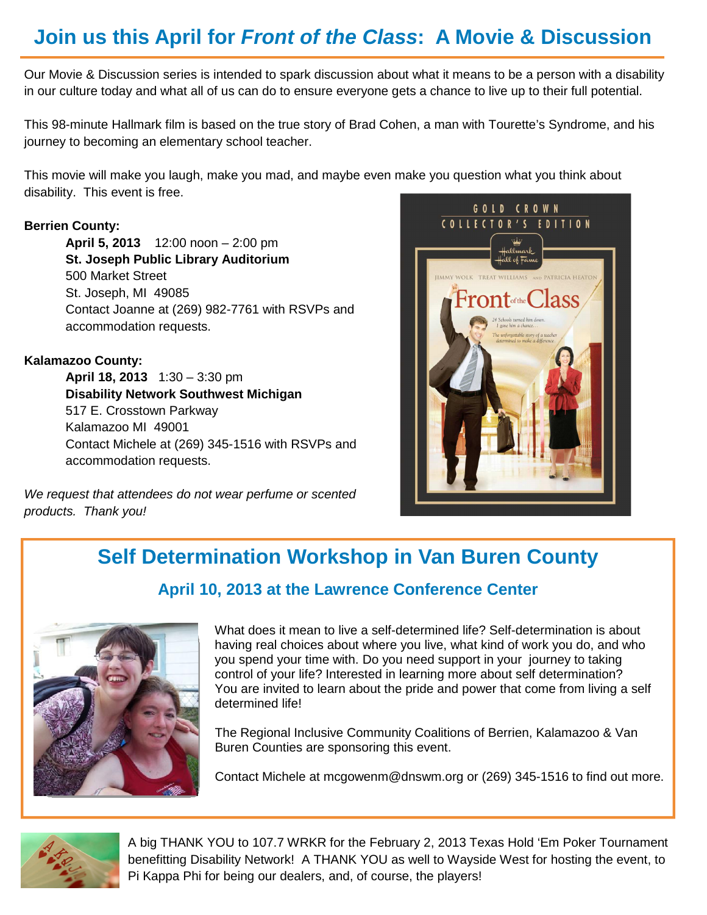# Join us this April for *Front of the Class*: A Movie & Discussion

Our Movie & Discussion series is intended to spark discussion about what it means to be a person with a disability in our culture today and what all of us can do to ensure everyone gets a chance to live up to their full potential.

This 98-minute Hallmark film is based on the true story of Brad Cohen, a man with Tourette's Syndrome, and his journey to becoming an elementary school teacher.

This movie will make you laugh, make you mad, and maybe even make you question what you think about disability. This event is free.

**Berrien County:**

**April 5, 2013** 12:00 noon – 2:00 pm
**St. Joseph Public Library Auditorium**
500 Market Street
St. Joseph, MI 49085
Contact Joanne at (269) 982-7761 with RSVPs and accommodation requests.

**Kalamazoo County:**

**April 18, 2013** 1:30 – 3:30 pm
**Disability Network Southwest Michigan**
517 E. Crosstown Parkway
Kalamazoo MI 49001
Contact Michele at (269) 345-1516 with RSVPs and accommodation requests.

*We request that attendees do not wear perfume or scented products. Thank you!*

## Self Determination Workshop in Van Buren County

### April 10, 2013 at the Lawrence Conference Center

What does it mean to live a self-determined life? Self-determination is about having real choices about where you live, what kind of work you do, and who you spend your time with. Do you need support in your journey to taking control of your life? Interested in learning more about self determination? You are invited to learn about the pride and power that come from living a self determined life!

The Regional Inclusive Community Coalitions of Berrien, Kalamazoo & Van Buren Counties are sponsoring this event.

Contact Michele at mcgowenm@dnswm.org or (269) 345-1516 to find out more.

A big THANK YOU to 107.7 WRKR for the February 2, 2013 Texas Hold 'Em Poker Tournament benefitting Disability Network! A THANK YOU as well to Wayside West for hosting the event, to Pi Kappa Phi for being our dealers, and, of course, the players!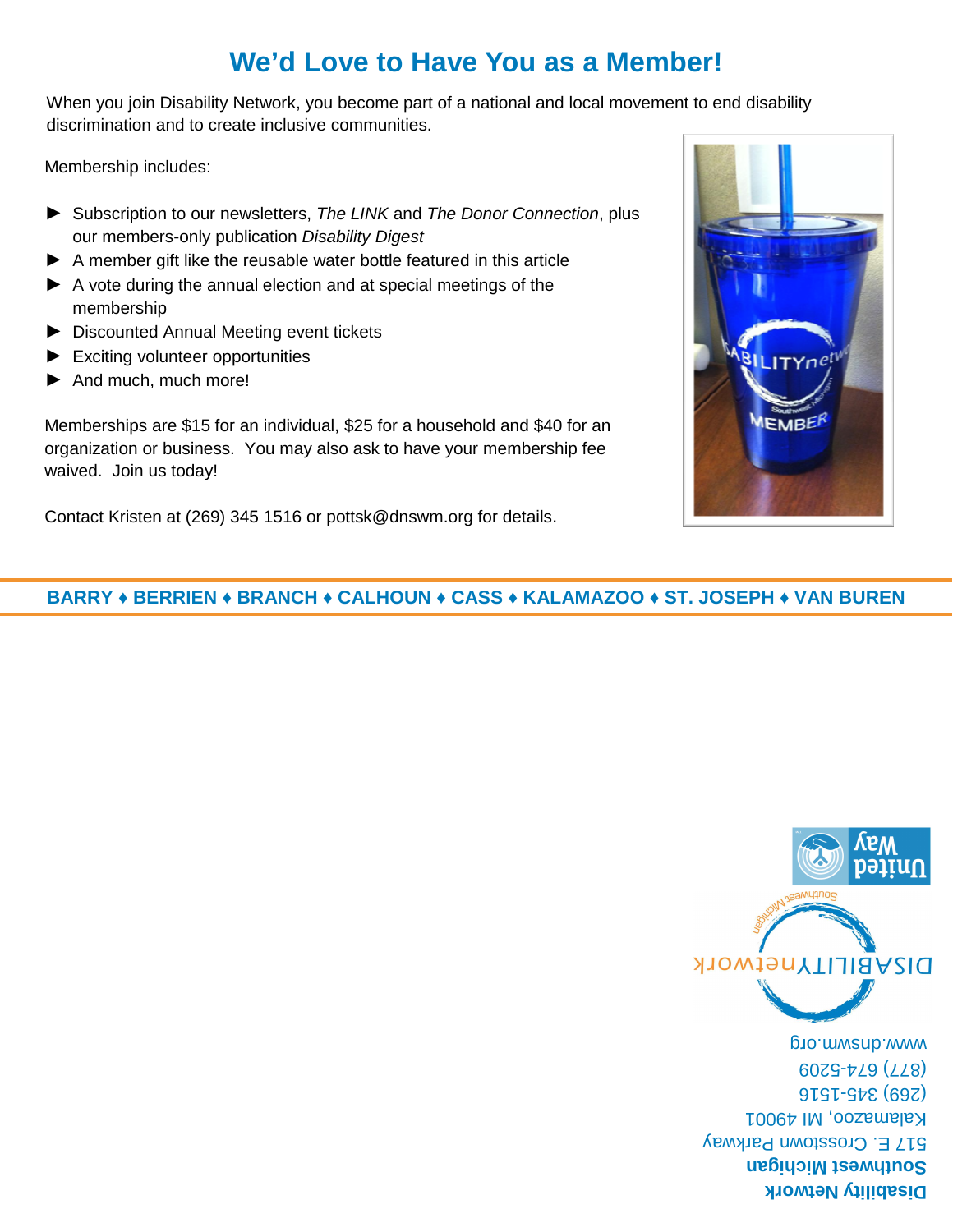# We'd Love to Have You as a Member!

When you join Disability Network, you become part of a national and local movement to end disability discrimination and to create inclusive communities.

Membership includes:

- ► Subscription to our newsletters, *The LINK* and *The Donor Connection*, plus our members-only publication *Disability Digest*
- ► A member gift like the reusable water bottle featured in this article
- ► A vote during the annual election and at special meetings of the membership
- ► Discounted Annual Meeting event tickets
- ► Exciting volunteer opportunities
- ► And much, much more!

Memberships are $15 for an individual, $25 for a household and $40 for an organization or business. You may also ask to have your membership fee waived. Join us today!

Contact Kristen at (269) 345 1516 or pottsk@dnswm.org for details.

**BARRY ♦ BERRIEN ♦ BRANCH ♦ CALHOUN ♦ CASS ♦ KALAMAZOO ♦ ST. JOSEPH ♦ VAN BUREN**

United Way

Southwest Michigan DISABILITYnetwork

**Disability Network**
**Southwest Michigan**
517 E. Crosstown Parkway
Kalamazoo, MI 49001
(269) 345-1516
(877) 674-5209
www.dnswm.org